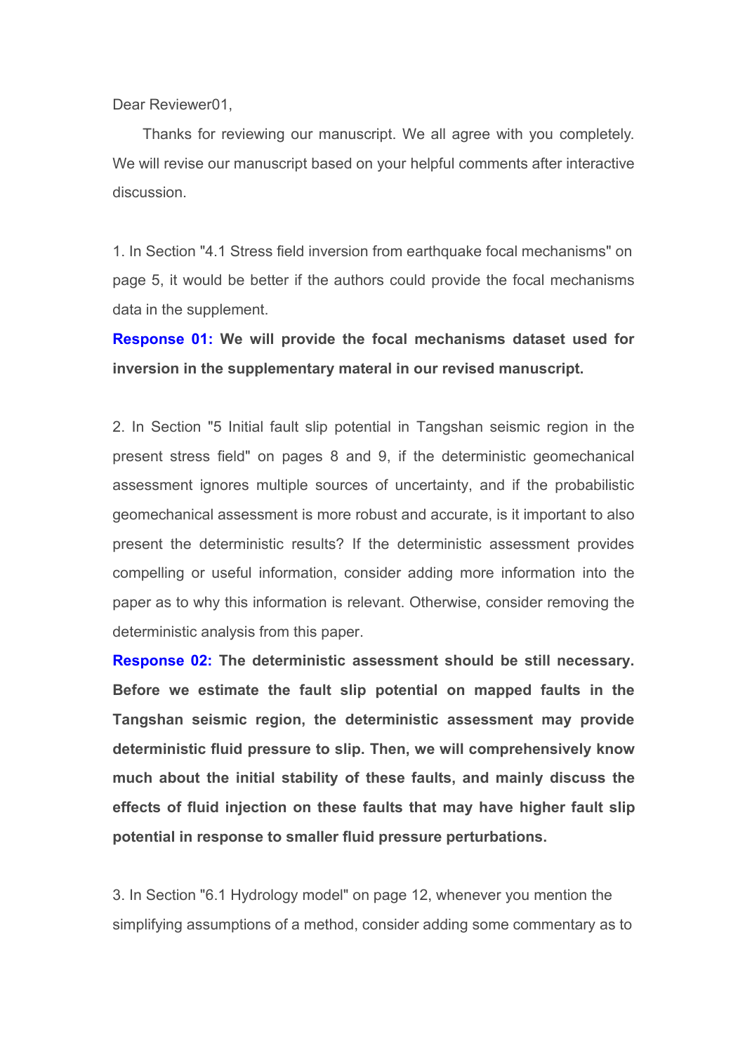Dear Reviewer01,

Thanks for reviewing our manuscript. We all agree with you completely. We will revise our manuscript based on your helpful comments after interactive discussion.

1. In Section "4.1 Stress field inversion from earthquake focal mechanisms" on page 5, it would be better if the authors could provide the focal mechanisms data in the supplement.

**Response 01: We will provide the focal mechanisms dataset used for inversion in the supplementary materal in our revised manuscript.**

2. In Section "5 Initial fault slip potential in Tangshan seismic region in the present stress field" on pages 8 and 9, if the deterministic geomechanical assessment ignores multiple sources of uncertainty, and if the probabilistic geomechanical assessment is more robust and accurate, is it important to also present the deterministic results? If the deterministic assessment provides compelling or useful information, consider adding more information into the paper as to why this information is relevant. Otherwise, consider removing the deterministic analysis from this paper.

**Response 02: The deterministic assessment should be still necessary. Before we estimate the fault slip potential on mapped faults in the Tangshan seismic region, the deterministic assessment may provide deterministic fluid pressure to slip. Then, we will comprehensively know much about the initial stability of these faults, and mainly discuss the effects of fluid injection on these faults that may have higher fault slip potential in response to smaller fluid pressure perturbations.**

3. In Section "6.1 Hydrology model" on page 12, whenever you mention the simplifying assumptions of a method, consider adding some commentary as to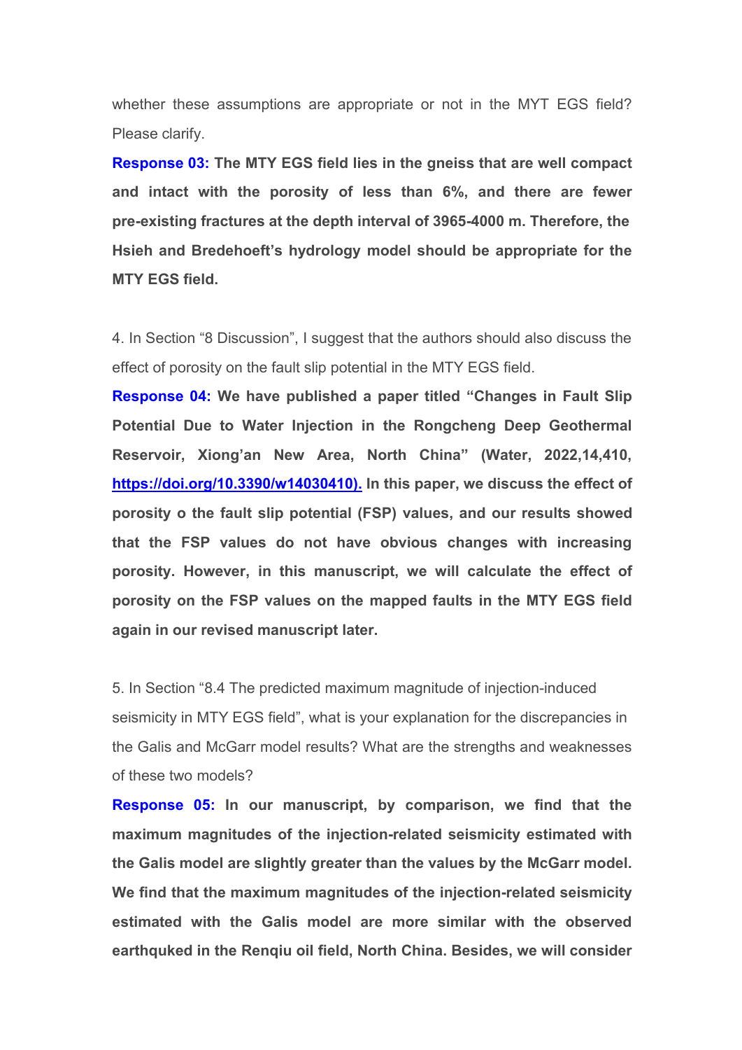whether these assumptions are appropriate or not in the MYT EGS field? Please clarify.

**Response 03: The MTY EGS field lies in the gneiss that are well compact and intact with the porosity of less than 6%, and there are fewer pre-existing fractures at the depth interval of 3965-4000 m. Therefore, the Hsieh and Bredehoeft's hydrology model should be appropriate for the MTY EGS field.**

4. In Section "8 Discussion", I suggest that the authors should also discuss the effect of porosity on the fault slip potential in the MTY EGS field.

**Response 04: We have published a paper titled "Changes in Fault Slip Potential Due to Water Injection in the Rongcheng Deep Geothermal Reservoir, Xiong'an New Area, North China" (Water, 2022,14,410, [https://doi.org/10.3390/w14030410).](https://doi.org/10.3390/w14030410) In this paper, we discuss the effect of porosity o the fault slip potential (FSP) values, and our results showed that the FSP values do not have obvious changes with increasing porosity. However, in this manuscript, we will calculate the effect of porosity on the FSP values on the mapped faults in the MTY EGS field again in our revised manuscript later.**

5. In Section "8.4 The predicted maximum magnitude of injection-induced seismicity in MTY EGS field", what is your explanation for the discrepancies in the Galis and McGarr model results? What are the strengths and weaknesses of these two models?

**Response 05: In our manuscript, by comparison, we find that the maximum magnitudes of the injection-related seismicity estimated with the Galis model are slightly greater than the values by the McGarr model. We find that the maximum magnitudes of the injection-related seismicity estimated with the Galis model are more similar with the observed earthquked in the Renqiu oil field, North China. Besides, we will consider**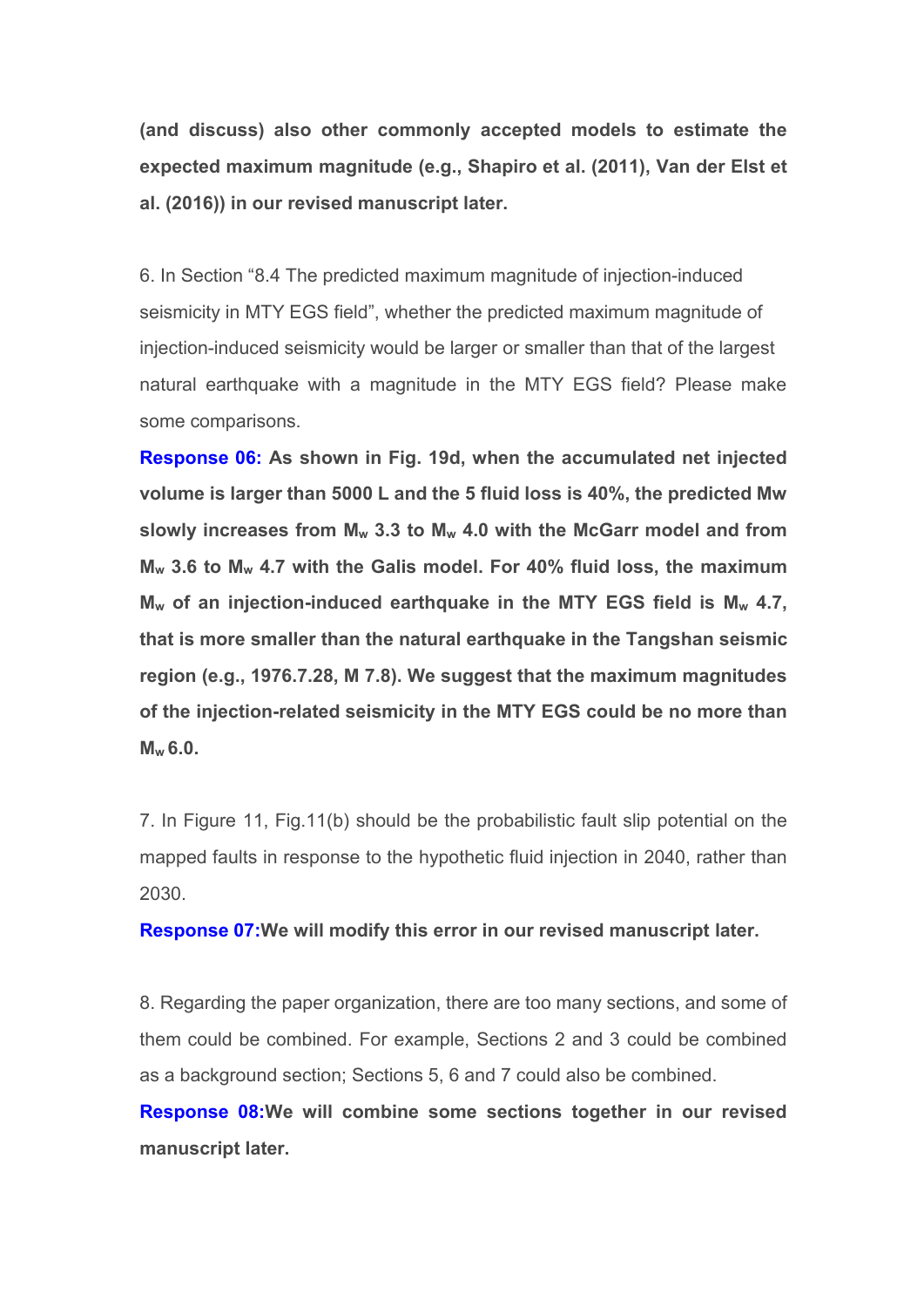**(and discuss) also other commonly accepted models to estimate the expected maximum magnitude (e.g., Shapiro et al. (2011), Van der Elst et al. (2016)) in our revised manuscript later.**

6. In Section "8.4 The predicted maximum magnitude of injection-induced seismicity in MTY EGS field", whether the predicted maximum magnitude of injection-induced seismicity would be larger or smaller than that of the largest natural earthquake with a magnitude in the MTY EGS field? Please make some comparisons.

**Response 06: As shown in Fig. 19d, when the accumulated net injected volume is larger than 5000 L and the 5 fluid loss is 40%, the predicted Mw slowly increases from $M_w$ 3.3 to $M_w$ 4.0 with the McGarr model and from $M_w$ 3.6 to $M_w$ 4.7 with the Galis model. For 40% fluid loss, the maximum $M_w$ of an injection-induced earthquake in the MTY EGS field is $M_w$ 4.7, that is more smaller than the natural earthquake in the Tangshan seismic region (e.g., 1976.7.28, M 7.8). We suggest that the maximum magnitudes of the injection-related seismicity in the MTY EGS could be no more than $M_w$ 6.0.**

7. In Figure 11, Fig.11(b) should be the probabilistic fault slip potential on the mapped faults in response to the hypothetic fluid injection in 2040, rather than 2030.

**Response 07:We will modify this error in our revised manuscript later.**

8. Regarding the paper organization, there are too many sections, and some of them could be combined. For example, Sections 2 and 3 could be combined as a background section; Sections 5, 6 and 7 could also be combined.

**Response 08:We will combine some sections together in our revised manuscript later.**